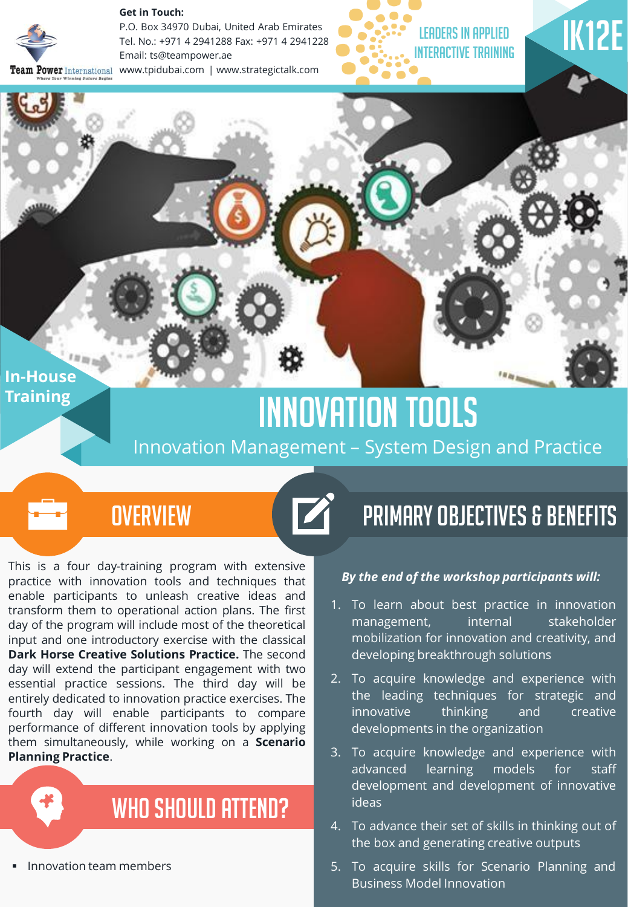**Get in Touch:**
P.O. Box 34970 Dubai, United Arab Emirates
Tel. No.: +971 4 2941288 Fax: +971 4 2941228
Email: ts@teampower.ae
www.tpidubai.com | www.strategictalk.com

Team Power International — Where Your Winning Future Begins

LEADERS IN APPLIED INTERACTIVE TRAINING

IK12E

In-House Training

# INNOVATION TOOLS

## Innovation Management – System Design and Practice

## OVERVIEW

This is a four day-training program with extensive practice with innovation tools and techniques that enable participants to unleash creative ideas and transform them to operational action plans. The first day of the program will include most of the theoretical input and one introductory exercise with the classical **Dark Horse Creative Solutions Practice.** The second day will extend the participant engagement with two essential practice sessions. The third day will be entirely dedicated to innovation practice exercises. The fourth day will enable participants to compare performance of different innovation tools by applying them simultaneously, while working on a **Scenario Planning Practice**.

## WHO SHOULD ATTEND?

- Innovation team members

## PRIMARY OBJECTIVES & BENEFITS

***By the end of the workshop participants will:***

1. To learn about best practice in innovation management, internal stakeholder mobilization for innovation and creativity, and developing breakthrough solutions
2. To acquire knowledge and experience with the leading techniques for strategic and innovative thinking and creative developments in the organization
3. To acquire knowledge and experience with advanced learning models for staff development and development of innovative ideas
4. To advance their set of skills in thinking out of the box and generating creative outputs
5. To acquire skills for Scenario Planning and Business Model Innovation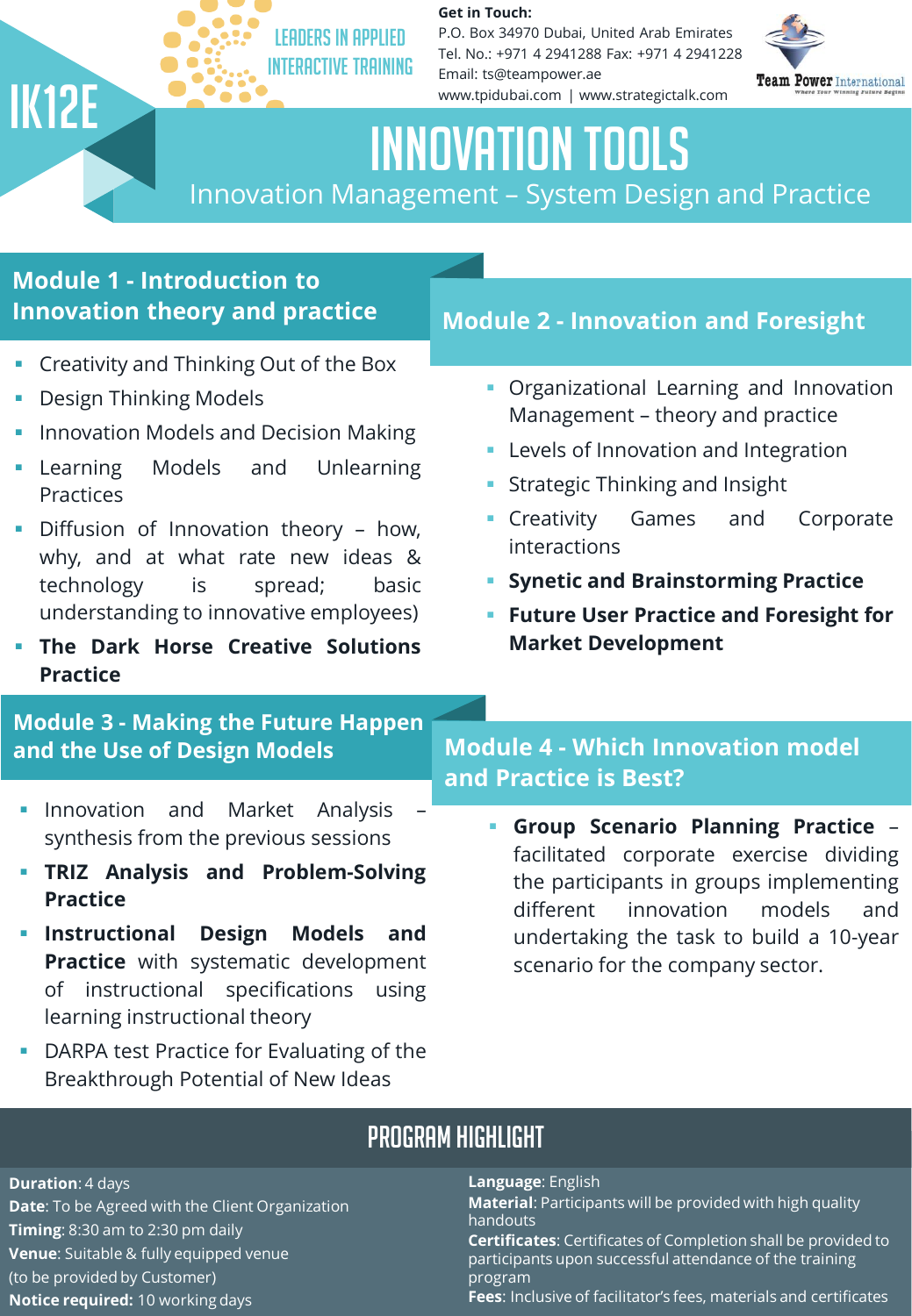IK12E

LEADERS IN APPLIED INTERACTIVE TRAINING

**Get in Touch:**
P.O. Box 34970 Dubai, United Arab Emirates
Tel. No.: +971 4 2941288 Fax: +971 4 2941228
Email: ts@teampower.ae
www.tpidubai.com | www.strategictalk.com

Team Power International

# INNOVATION TOOLS

Innovation Management – System Design and Practice

## Module 1 - Introduction to Innovation theory and practice

- Creativity and Thinking Out of the Box
- Design Thinking Models
- Innovation Models and Decision Making
- Learning Models and Unlearning Practices
- Diffusion of Innovation theory – how, why, and at what rate new ideas & technology is spread; basic understanding to innovative employees)
- **The Dark Horse Creative Solutions Practice**

## Module 2 - Innovation and Foresight

- Organizational Learning and Innovation Management – theory and practice
- Levels of Innovation and Integration
- Strategic Thinking and Insight
- Creativity Games and Corporate interactions
- **Synetic and Brainstorming Practice**
- **Future User Practice and Foresight for Market Development**

## Module 3 - Making the Future Happen and the Use of Design Models

- Innovation and Market Analysis – synthesis from the previous sessions
- **TRIZ Analysis and Problem-Solving Practice**
- **Instructional Design Models and Practice** with systematic development of instructional specifications using learning instructional theory
- DARPA test Practice for Evaluating of the Breakthrough Potential of New Ideas

## Module 4 - Which Innovation model and Practice is Best?

- **Group Scenario Planning Practice** – facilitated corporate exercise dividing the participants in groups implementing different innovation models and undertaking the task to build a 10-year scenario for the company sector.

## PROGRAM HIGHLIGHT

**Duration**: 4 days
**Date**: To be Agreed with the Client Organization
**Timing**: 8:30 am to 2:30 pm daily
**Venue**: Suitable & fully equipped venue (to be provided by Customer)
**Notice required:** 10 working days

**Language**: English
**Material**: Participants will be provided with high quality handouts
**Certificates**: Certificates of Completion shall be provided to participants upon successful attendance of the training program
**Fees**: Inclusive of facilitator's fees, materials and certificates